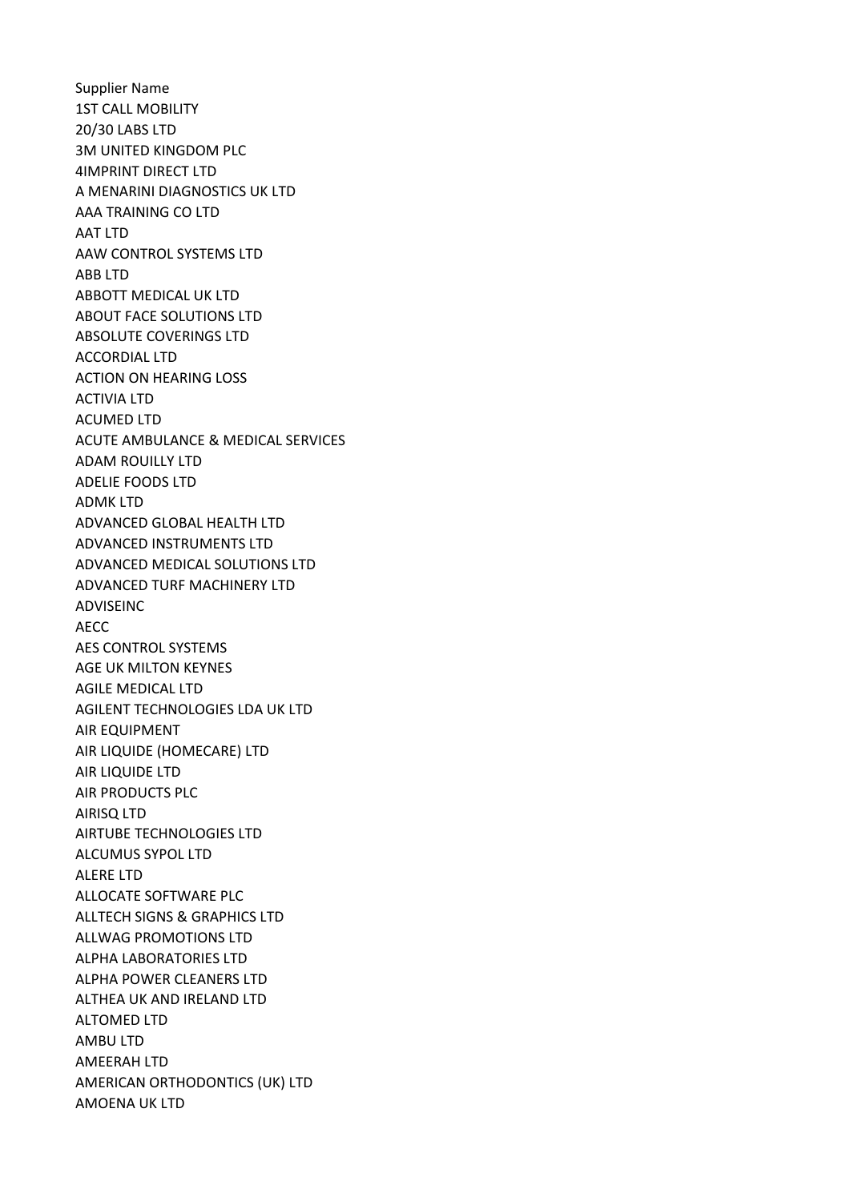Supplier Name
1ST CALL MOBILITY
20/30 LABS LTD
3M UNITED KINGDOM PLC
4IMPRINT DIRECT LTD
A MENARINI DIAGNOSTICS UK LTD
AAA TRAINING CO LTD
AAT LTD
AAW CONTROL SYSTEMS LTD
ABB LTD
ABBOTT MEDICAL UK LTD
ABOUT FACE SOLUTIONS LTD
ABSOLUTE COVERINGS LTD
ACCORDIAL LTD
ACTION ON HEARING LOSS
ACTIVIA LTD
ACUMED LTD
ACUTE AMBULANCE & MEDICAL SERVICES
ADAM ROUILLY LTD
ADELIE FOODS LTD
ADMK LTD
ADVANCED GLOBAL HEALTH LTD
ADVANCED INSTRUMENTS LTD
ADVANCED MEDICAL SOLUTIONS LTD
ADVANCED TURF MACHINERY LTD
ADVISEINC
AECC
AES CONTROL SYSTEMS
AGE UK MILTON KEYNES
AGILE MEDICAL LTD
AGILENT TECHNOLOGIES LDA UK LTD
AIR EQUIPMENT
AIR LIQUIDE (HOMECARE) LTD
AIR LIQUIDE LTD
AIR PRODUCTS PLC
AIRISQ LTD
AIRTUBE TECHNOLOGIES LTD
ALCUMUS SYPOL LTD
ALERE LTD
ALLOCATE SOFTWARE PLC
ALLTECH SIGNS & GRAPHICS LTD
ALLWAG PROMOTIONS LTD
ALPHA LABORATORIES LTD
ALPHA POWER CLEANERS LTD
ALTHEA UK AND IRELAND LTD
ALTOMED LTD
AMBU LTD
AMEERAH LTD
AMERICAN ORTHODONTICS (UK) LTD
AMOENA UK LTD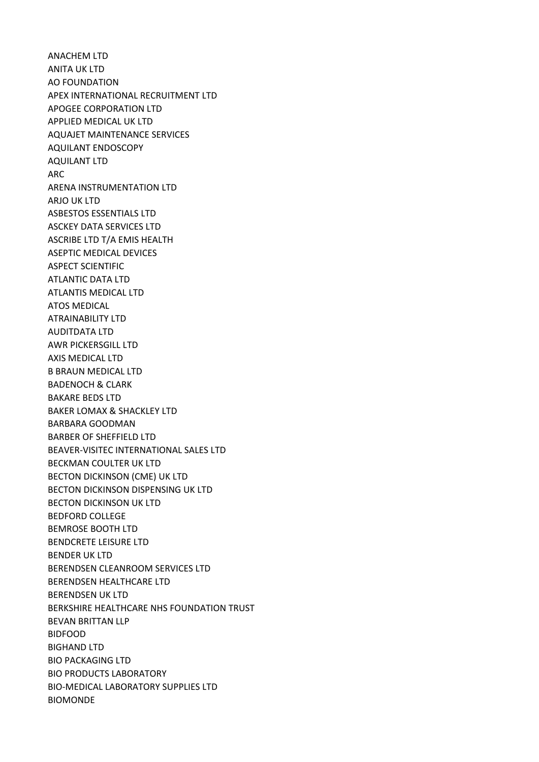ANACHEM LTD
ANITA UK LTD
AO FOUNDATION
APEX INTERNATIONAL RECRUITMENT LTD
APOGEE CORPORATION LTD
APPLIED MEDICAL UK LTD
AQUAJET MAINTENANCE SERVICES
AQUILANT ENDOSCOPY
AQUILANT LTD
ARC
ARENA INSTRUMENTATION LTD
ARJO UK LTD
ASBESTOS ESSENTIALS LTD
ASCKEY DATA SERVICES LTD
ASCRIBE LTD T/A EMIS HEALTH
ASEPTIC MEDICAL DEVICES
ASPECT SCIENTIFIC
ATLANTIC DATA LTD
ATLANTIS MEDICAL LTD
ATOS MEDICAL
ATRAINABILITY LTD
AUDITDATA LTD
AWR PICKERSGILL LTD
AXIS MEDICAL LTD
B BRAUN MEDICAL LTD
BADENOCH & CLARK
BAKARE BEDS LTD
BAKER LOMAX & SHACKLEY LTD
BARBARA GOODMAN
BARBER OF SHEFFIELD LTD
BEAVER-VISITEC INTERNATIONAL SALES LTD
BECKMAN COULTER UK LTD
BECTON DICKINSON (CME) UK LTD
BECTON DICKINSON DISPENSING UK LTD
BECTON DICKINSON UK LTD
BEDFORD COLLEGE
BEMROSE BOOTH LTD
BENDCRETE LEISURE LTD
BENDER UK LTD
BERENDSEN CLEANROOM SERVICES LTD
BERENDSEN HEALTHCARE LTD
BERENDSEN UK LTD
BERKSHIRE HEALTHCARE NHS FOUNDATION TRUST
BEVAN BRITTAN LLP
BIDFOOD
BIGHAND LTD
BIO PACKAGING LTD
BIO PRODUCTS LABORATORY
BIO-MEDICAL LABORATORY SUPPLIES LTD
BIOMONDE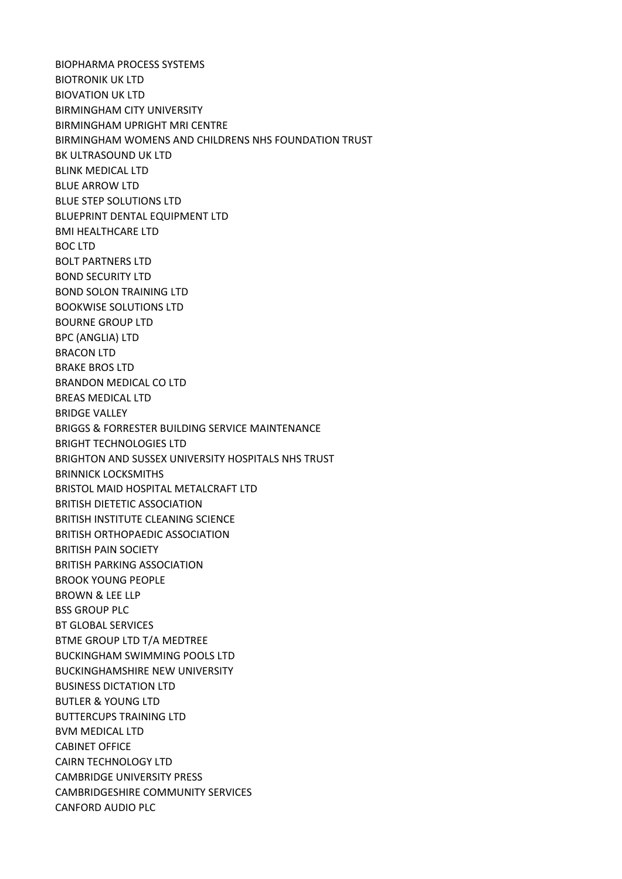BIOPHARMA PROCESS SYSTEMS
BIOTRONIK UK LTD
BIOVATION UK LTD
BIRMINGHAM CITY UNIVERSITY
BIRMINGHAM UPRIGHT MRI CENTRE
BIRMINGHAM WOMENS AND CHILDRENS NHS FOUNDATION TRUST
BK ULTRASOUND UK LTD
BLINK MEDICAL LTD
BLUE ARROW LTD
BLUE STEP SOLUTIONS LTD
BLUEPRINT DENTAL EQUIPMENT LTD
BMI HEALTHCARE LTD
BOC LTD
BOLT PARTNERS LTD
BOND SECURITY LTD
BOND SOLON TRAINING LTD
BOOKWISE SOLUTIONS LTD
BOURNE GROUP LTD
BPC (ANGLIA) LTD
BRACON LTD
BRAKE BROS LTD
BRANDON MEDICAL CO LTD
BREAS MEDICAL LTD
BRIDGE VALLEY
BRIGGS & FORRESTER BUILDING SERVICE MAINTENANCE
BRIGHT TECHNOLOGIES LTD
BRIGHTON AND SUSSEX UNIVERSITY HOSPITALS NHS TRUST
BRINNICK LOCKSMITHS
BRISTOL MAID HOSPITAL METALCRAFT LTD
BRITISH DIETETIC ASSOCIATION
BRITISH INSTITUTE CLEANING SCIENCE
BRITISH ORTHOPAEDIC ASSOCIATION
BRITISH PAIN SOCIETY
BRITISH PARKING ASSOCIATION
BROOK YOUNG PEOPLE
BROWN & LEE LLP
BSS GROUP PLC
BT GLOBAL SERVICES
BTME GROUP LTD T/A MEDTREE
BUCKINGHAM SWIMMING POOLS LTD
BUCKINGHAMSHIRE NEW UNIVERSITY
BUSINESS DICTATION LTD
BUTLER & YOUNG LTD
BUTTERCUPS TRAINING LTD
BVM MEDICAL LTD
CABINET OFFICE
CAIRN TECHNOLOGY LTD
CAMBRIDGE UNIVERSITY PRESS
CAMBRIDGESHIRE COMMUNITY SERVICES
CANFORD AUDIO PLC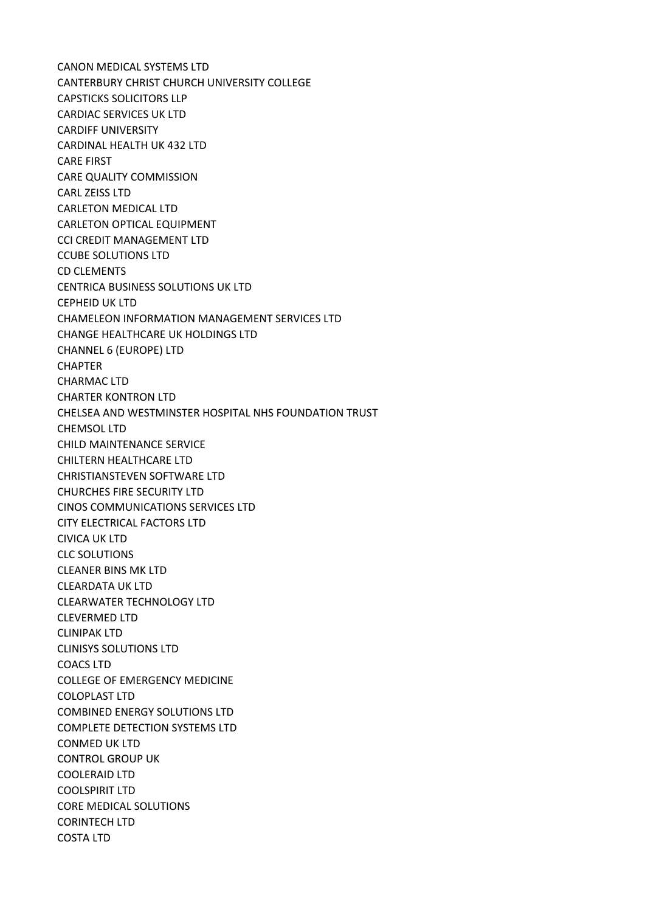CANON MEDICAL SYSTEMS LTD
CANTERBURY CHRIST CHURCH UNIVERSITY COLLEGE
CAPSTICKS SOLICITORS LLP
CARDIAC SERVICES UK LTD
CARDIFF UNIVERSITY
CARDINAL HEALTH UK 432 LTD
CARE FIRST
CARE QUALITY COMMISSION
CARL ZEISS LTD
CARLETON MEDICAL LTD
CARLETON OPTICAL EQUIPMENT
CCI CREDIT MANAGEMENT LTD
CCUBE SOLUTIONS LTD
CD CLEMENTS
CENTRICA BUSINESS SOLUTIONS UK LTD
CEPHEID UK LTD
CHAMELEON INFORMATION MANAGEMENT SERVICES LTD
CHANGE HEALTHCARE UK HOLDINGS LTD
CHANNEL 6 (EUROPE) LTD
CHAPTER
CHARMAC LTD
CHARTER KONTRON LTD
CHELSEA AND WESTMINSTER HOSPITAL NHS FOUNDATION TRUST
CHEMSOL LTD
CHILD MAINTENANCE SERVICE
CHILTERN HEALTHCARE LTD
CHRISTIANSTEVEN SOFTWARE LTD
CHURCHES FIRE SECURITY LTD
CINOS COMMUNICATIONS SERVICES LTD
CITY ELECTRICAL FACTORS LTD
CIVICA UK LTD
CLC SOLUTIONS
CLEANER BINS MK LTD
CLEARDATA UK LTD
CLEARWATER TECHNOLOGY LTD
CLEVERMED LTD
CLINIPAK LTD
CLINISYS SOLUTIONS LTD
COACS LTD
COLLEGE OF EMERGENCY MEDICINE
COLOPLAST LTD
COMBINED ENERGY SOLUTIONS LTD
COMPLETE DETECTION SYSTEMS LTD
CONMED UK LTD
CONTROL GROUP UK
COOLERAID LTD
COOLSPIRIT LTD
CORE MEDICAL SOLUTIONS
CORINTECH LTD
COSTA LTD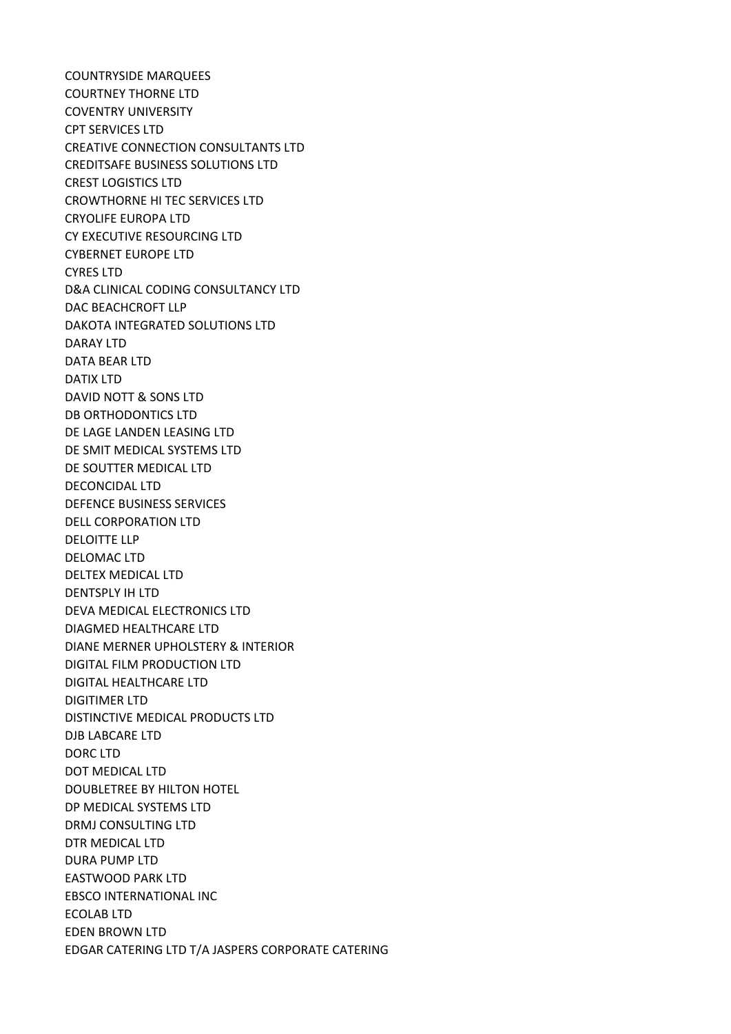COUNTRYSIDE MARQUEES
COURTNEY THORNE LTD
COVENTRY UNIVERSITY
CPT SERVICES LTD
CREATIVE CONNECTION CONSULTANTS LTD
CREDITSAFE BUSINESS SOLUTIONS LTD
CREST LOGISTICS LTD
CROWTHORNE HI TEC SERVICES LTD
CRYOLIFE EUROPA LTD
CY EXECUTIVE RESOURCING LTD
CYBERNET EUROPE LTD
CYRES LTD
D&A CLINICAL CODING CONSULTANCY LTD
DAC BEACHCROFT LLP
DAKOTA INTEGRATED SOLUTIONS LTD
DARAY LTD
DATA BEAR LTD
DATIX LTD
DAVID NOTT & SONS LTD
DB ORTHODONTICS LTD
DE LAGE LANDEN LEASING LTD
DE SMIT MEDICAL SYSTEMS LTD
DE SOUTTER MEDICAL LTD
DECONCIDAL LTD
DEFENCE BUSINESS SERVICES
DELL CORPORATION LTD
DELOITTE LLP
DELOMAC LTD
DELTEX MEDICAL LTD
DENTSPLY IH LTD
DEVA MEDICAL ELECTRONICS LTD
DIAGMED HEALTHCARE LTD
DIANE MERNER UPHOLSTERY & INTERIOR
DIGITAL FILM PRODUCTION LTD
DIGITAL HEALTHCARE LTD
DIGITIMER LTD
DISTINCTIVE MEDICAL PRODUCTS LTD
DJB LABCARE LTD
DORC LTD
DOT MEDICAL LTD
DOUBLETREE BY HILTON HOTEL
DP MEDICAL SYSTEMS LTD
DRMJ CONSULTING LTD
DTR MEDICAL LTD
DURA PUMP LTD
EASTWOOD PARK LTD
EBSCO INTERNATIONAL INC
ECOLAB LTD
EDEN BROWN LTD
EDGAR CATERING LTD T/A JASPERS CORPORATE CATERING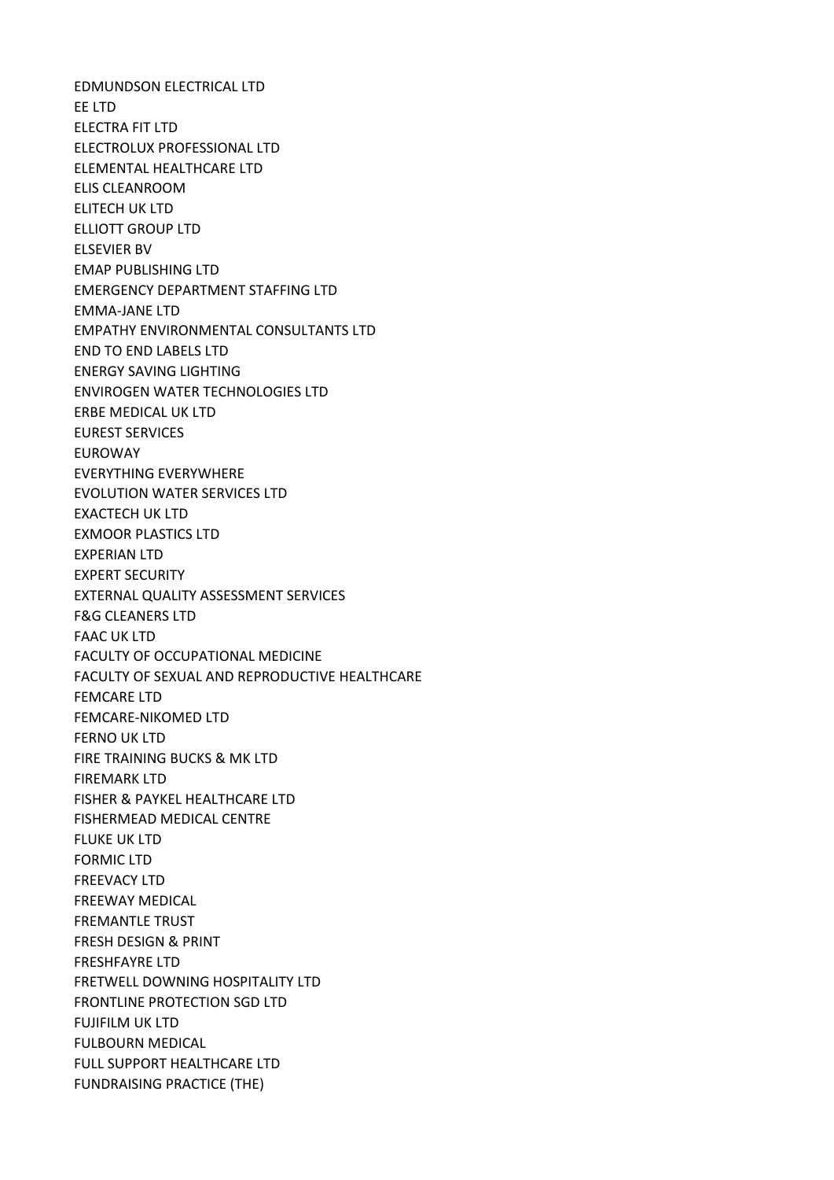EDMUNDSON ELECTRICAL LTD
EE LTD
ELECTRA FIT LTD
ELECTROLUX PROFESSIONAL LTD
ELEMENTAL HEALTHCARE LTD
ELIS CLEANROOM
ELITECH UK LTD
ELLIOTT GROUP LTD
ELSEVIER BV
EMAP PUBLISHING LTD
EMERGENCY DEPARTMENT STAFFING LTD
EMMA-JANE LTD
EMPATHY ENVIRONMENTAL CONSULTANTS LTD
END TO END LABELS LTD
ENERGY SAVING LIGHTING
ENVIROGEN WATER TECHNOLOGIES LTD
ERBE MEDICAL UK LTD
EUREST SERVICES
EUROWAY
EVERYTHING EVERYWHERE
EVOLUTION WATER SERVICES LTD
EXACTECH UK LTD
EXMOOR PLASTICS LTD
EXPERIAN LTD
EXPERT SECURITY
EXTERNAL QUALITY ASSESSMENT SERVICES
F&G CLEANERS LTD
FAAC UK LTD
FACULTY OF OCCUPATIONAL MEDICINE
FACULTY OF SEXUAL AND REPRODUCTIVE HEALTHCARE
FEMCARE LTD
FEMCARE-NIKOMED LTD
FERNO UK LTD
FIRE TRAINING BUCKS & MK LTD
FIREMARK LTD
FISHER & PAYKEL HEALTHCARE LTD
FISHERMEAD MEDICAL CENTRE
FLUKE UK LTD
FORMIC LTD
FREEVACY LTD
FREEWAY MEDICAL
FREMANTLE TRUST
FRESH DESIGN & PRINT
FRESHFAYRE LTD
FRETWELL DOWNING HOSPITALITY LTD
FRONTLINE PROTECTION SGD LTD
FUJIFILM UK LTD
FULBOURN MEDICAL
FULL SUPPORT HEALTHCARE LTD
FUNDRAISING PRACTICE (THE)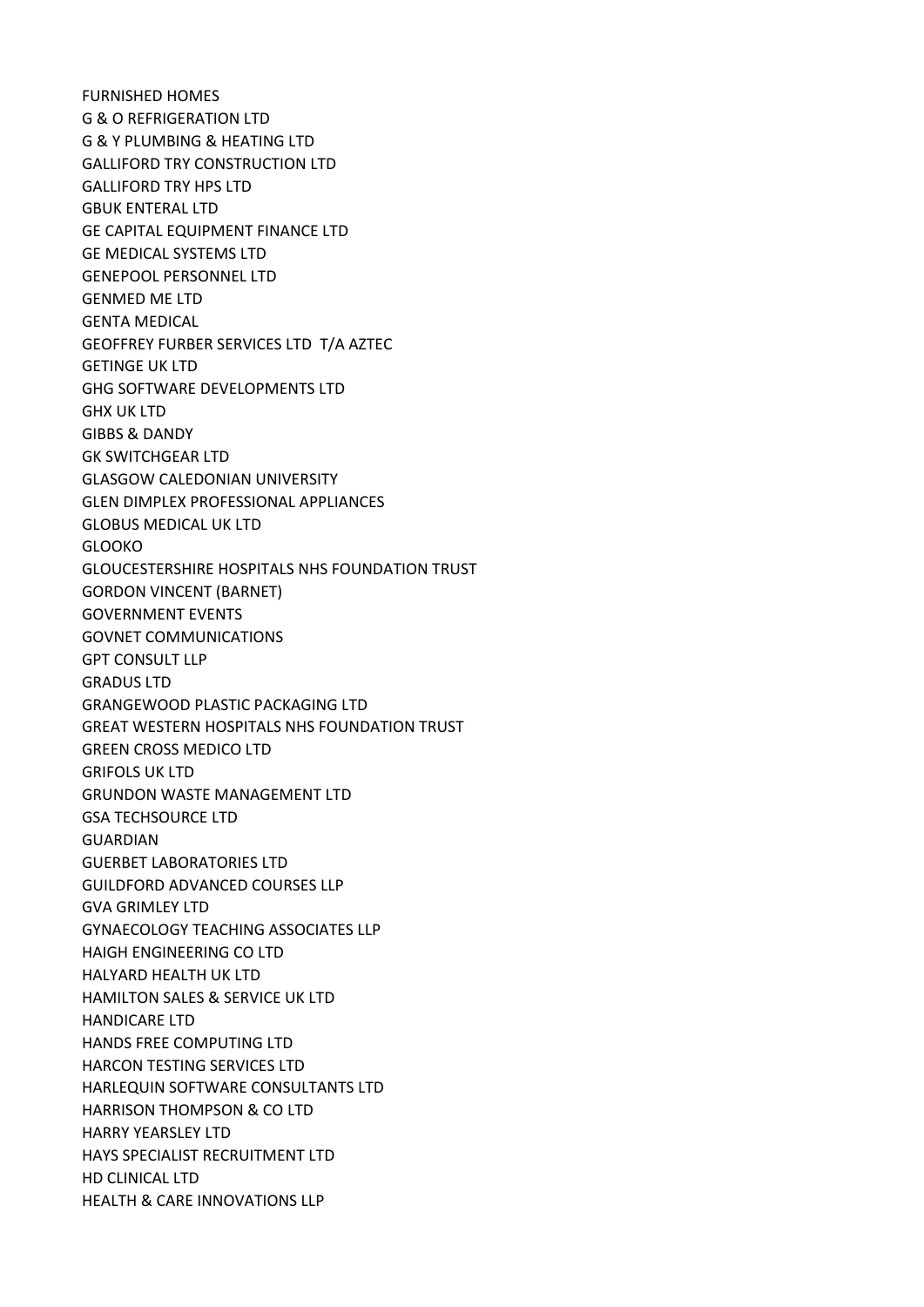FURNISHED HOMES  
G & O REFRIGERATION LTD  
G & Y PLUMBING & HEATING LTD  
GALLIFORD TRY CONSTRUCTION LTD  
GALLIFORD TRY HPS LTD  
GBUK ENTERAL LTD  
GE CAPITAL EQUIPMENT FINANCE LTD  
GE MEDICAL SYSTEMS LTD  
GENEPOOL PERSONNEL LTD  
GENMED ME LTD  
GENTA MEDICAL  
GEOFFREY FURBER SERVICES LTD T/A AZTEC  
GETINGE UK LTD  
GHG SOFTWARE DEVELOPMENTS LTD  
GHX UK LTD  
GIBBS & DANDY  
GK SWITCHGEAR LTD  
GLASGOW CALEDONIAN UNIVERSITY  
GLEN DIMPLEX PROFESSIONAL APPLIANCES  
GLOBUS MEDICAL UK LTD  
GLOOKO  
GLOUCESTERSHIRE HOSPITALS NHS FOUNDATION TRUST  
GORDON VINCENT (BARNET)  
GOVERNMENT EVENTS  
GOVNET COMMUNICATIONS  
GPT CONSULT LLP  
GRADUS LTD  
GRANGEWOOD PLASTIC PACKAGING LTD  
GREAT WESTERN HOSPITALS NHS FOUNDATION TRUST  
GREEN CROSS MEDICO LTD  
GRIFOLS UK LTD  
GRUNDON WASTE MANAGEMENT LTD  
GSA TECHSOURCE LTD  
GUARDIAN  
GUERBET LABORATORIES LTD  
GUILDFORD ADVANCED COURSES LLP  
GVA GRIMLEY LTD  
GYNAECOLOGY TEACHING ASSOCIATES LLP  
HAIGH ENGINEERING CO LTD  
HALYARD HEALTH UK LTD  
HAMILTON SALES & SERVICE UK LTD  
HANDICARE LTD  
HANDS FREE COMPUTING LTD  
HARCON TESTING SERVICES LTD  
HARLEQUIN SOFTWARE CONSULTANTS LTD  
HARRISON THOMPSON & CO LTD  
HARRY YEARSLEY LTD  
HAYS SPECIALIST RECRUITMENT LTD  
HD CLINICAL LTD  
HEALTH & CARE INNOVATIONS LLP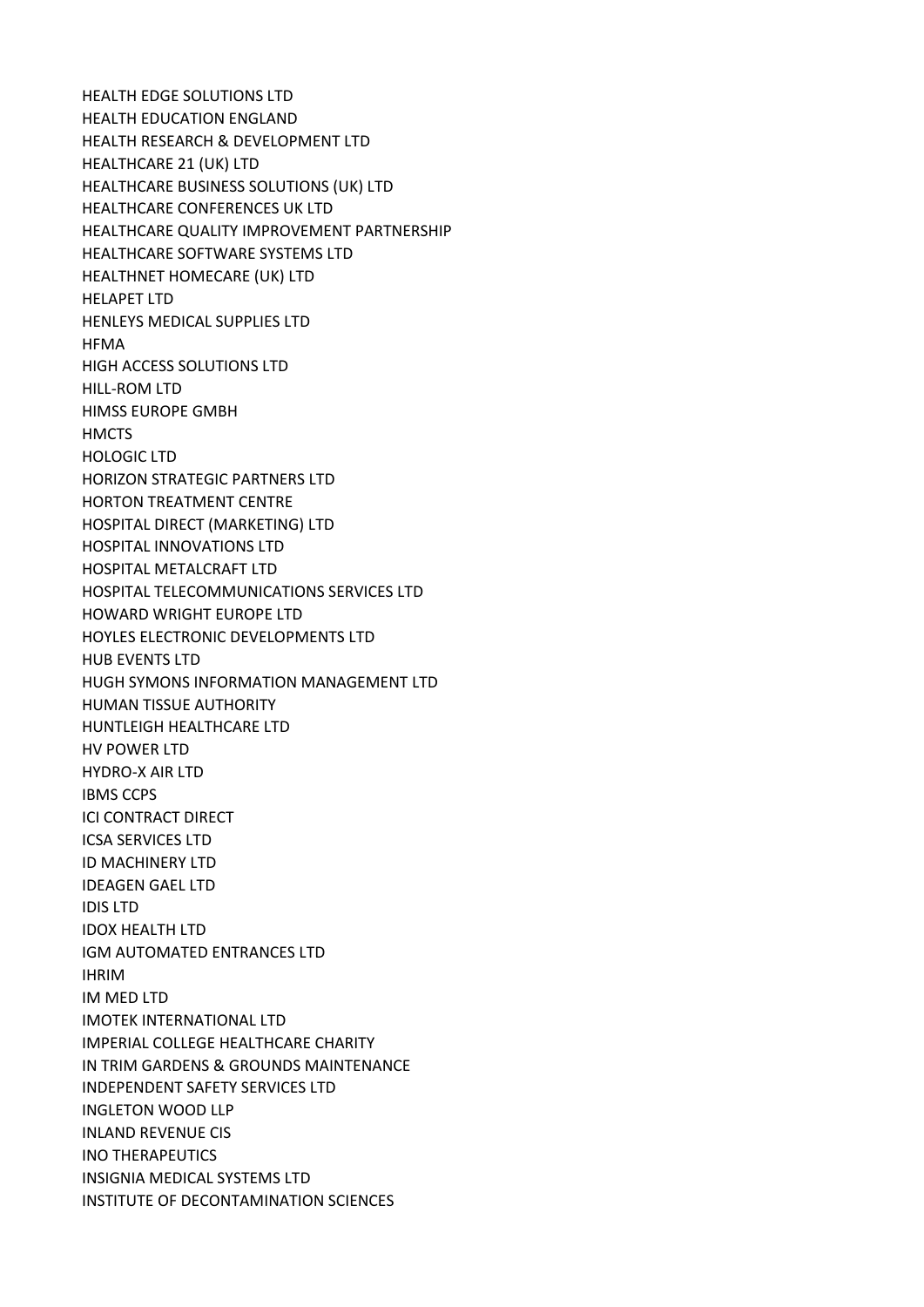HEALTH EDGE SOLUTIONS LTD
HEALTH EDUCATION ENGLAND
HEALTH RESEARCH & DEVELOPMENT LTD
HEALTHCARE 21 (UK) LTD
HEALTHCARE BUSINESS SOLUTIONS (UK) LTD
HEALTHCARE CONFERENCES UK LTD
HEALTHCARE QUALITY IMPROVEMENT PARTNERSHIP
HEALTHCARE SOFTWARE SYSTEMS LTD
HEALTHNET HOMECARE (UK) LTD
HELAPET LTD
HENLEYS MEDICAL SUPPLIES LTD
HFMA
HIGH ACCESS SOLUTIONS LTD
HILL-ROM LTD
HIMSS EUROPE GMBH
HMCTS
HOLOGIC LTD
HORIZON STRATEGIC PARTNERS LTD
HORTON TREATMENT CENTRE
HOSPITAL DIRECT (MARKETING) LTD
HOSPITAL INNOVATIONS LTD
HOSPITAL METALCRAFT LTD
HOSPITAL TELECOMMUNICATIONS SERVICES LTD
HOWARD WRIGHT EUROPE LTD
HOYLES ELECTRONIC DEVELOPMENTS LTD
HUB EVENTS LTD
HUGH SYMONS INFORMATION MANAGEMENT LTD
HUMAN TISSUE AUTHORITY
HUNTLEIGH HEALTHCARE LTD
HV POWER LTD
HYDRO-X AIR LTD
IBMS CCPS
ICI CONTRACT DIRECT
ICSA SERVICES LTD
ID MACHINERY LTD
IDEAGEN GAEL LTD
IDIS LTD
IDOX HEALTH LTD
IGM AUTOMATED ENTRANCES LTD
IHRIM
IM MED LTD
IMOTEK INTERNATIONAL LTD
IMPERIAL COLLEGE HEALTHCARE CHARITY
IN TRIM GARDENS & GROUNDS MAINTENANCE
INDEPENDENT SAFETY SERVICES LTD
INGLETON WOOD LLP
INLAND REVENUE CIS
INO THERAPEUTICS
INSIGNIA MEDICAL SYSTEMS LTD
INSTITUTE OF DECONTAMINATION SCIENCES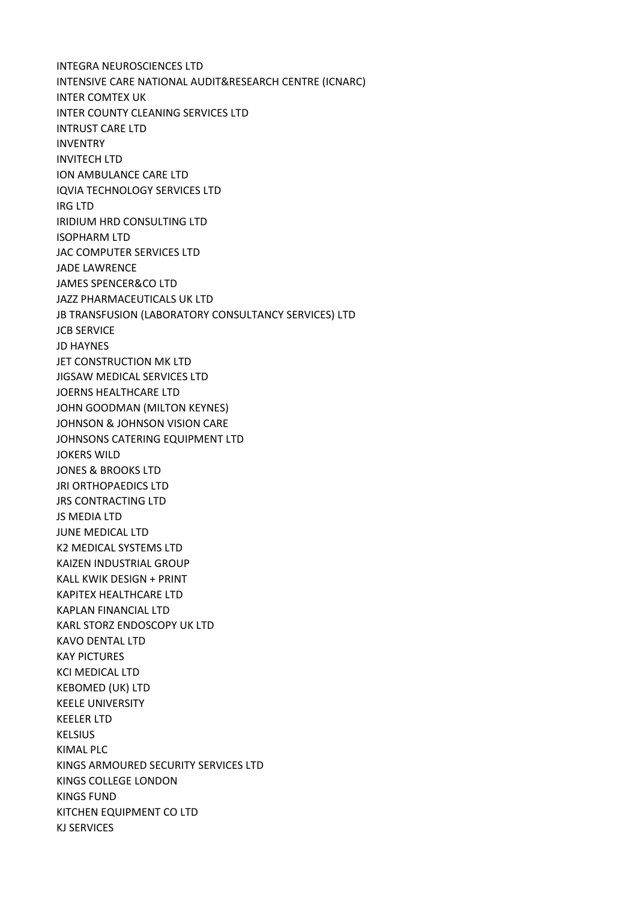INTEGRA NEUROSCIENCES LTD
INTENSIVE CARE NATIONAL AUDIT&RESEARCH CENTRE (ICNARC)
INTER COMTEX UK
INTER COUNTY CLEANING SERVICES LTD
INTRUST CARE LTD
INVENTRY
INVITECH LTD
ION AMBULANCE CARE LTD
IQVIA TECHNOLOGY SERVICES LTD
IRG LTD
IRIDIUM HRD CONSULTING LTD
ISOPHARM LTD
JAC COMPUTER SERVICES LTD
JADE LAWRENCE
JAMES SPENCER&CO LTD
JAZZ PHARMACEUTICALS UK LTD
JB TRANSFUSION (LABORATORY CONSULTANCY SERVICES) LTD
JCB SERVICE
JD HAYNES
JET CONSTRUCTION MK LTD
JIGSAW MEDICAL SERVICES LTD
JOERNS HEALTHCARE LTD
JOHN GOODMAN (MILTON KEYNES)
JOHNSON & JOHNSON VISION CARE
JOHNSONS CATERING EQUIPMENT LTD
JOKERS WILD
JONES & BROOKS LTD
JRI ORTHOPAEDICS LTD
JRS CONTRACTING LTD
JS MEDIA LTD
JUNE MEDICAL LTD
K2 MEDICAL SYSTEMS LTD
KAIZEN INDUSTRIAL GROUP
KALL KWIK DESIGN + PRINT
KAPITEX HEALTHCARE LTD
KAPLAN FINANCIAL LTD
KARL STORZ ENDOSCOPY UK LTD
KAVO DENTAL LTD
KAY PICTURES
KCI MEDICAL LTD
KEBOMED (UK) LTD
KEELE UNIVERSITY
KEELER LTD
KELSIUS
KIMAL PLC
KINGS ARMOURED SECURITY SERVICES LTD
KINGS COLLEGE LONDON
KINGS FUND
KITCHEN EQUIPMENT CO LTD
KJ SERVICES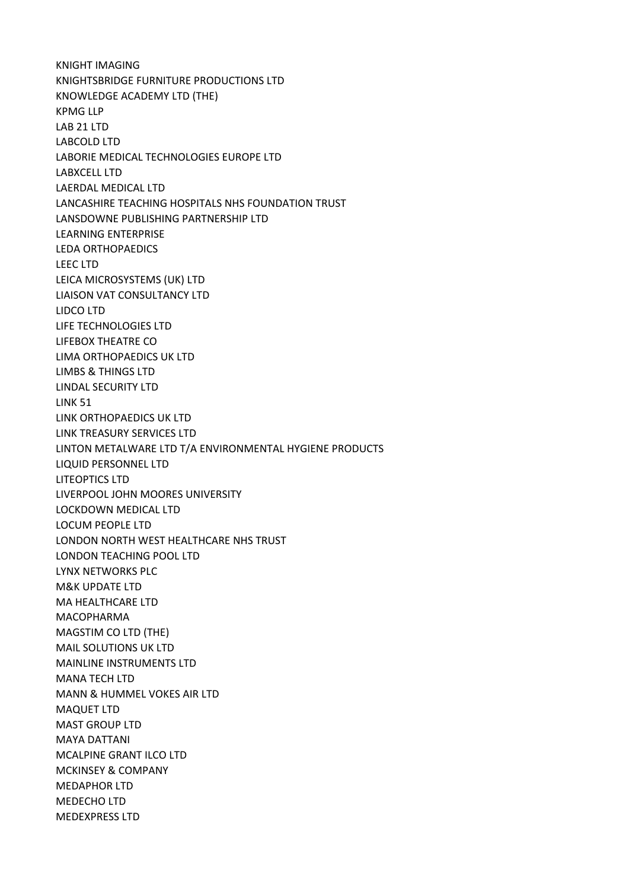KNIGHT IMAGING
KNIGHTSBRIDGE FURNITURE PRODUCTIONS LTD
KNOWLEDGE ACADEMY LTD (THE)
KPMG LLP
LAB 21 LTD
LABCOLD LTD
LABORIE MEDICAL TECHNOLOGIES EUROPE LTD
LABXCELL LTD
LAERDAL MEDICAL LTD
LANCASHIRE TEACHING HOSPITALS NHS FOUNDATION TRUST
LANSDOWNE PUBLISHING PARTNERSHIP LTD
LEARNING ENTERPRISE
LEDA ORTHOPAEDICS
LEEC LTD
LEICA MICROSYSTEMS (UK) LTD
LIAISON VAT CONSULTANCY LTD
LIDCO LTD
LIFE TECHNOLOGIES LTD
LIFEBOX THEATRE CO
LIMA ORTHOPAEDICS UK LTD
LIMBS & THINGS LTD
LINDAL SECURITY LTD
LINK 51
LINK ORTHOPAEDICS UK LTD
LINK TREASURY SERVICES LTD
LINTON METALWARE LTD T/A ENVIRONMENTAL HYGIENE PRODUCTS
LIQUID PERSONNEL LTD
LITEOPTICS LTD
LIVERPOOL JOHN MOORES UNIVERSITY
LOCKDOWN MEDICAL LTD
LOCUM PEOPLE LTD
LONDON NORTH WEST HEALTHCARE NHS TRUST
LONDON TEACHING POOL LTD
LYNX NETWORKS PLC
M&K UPDATE LTD
MA HEALTHCARE LTD
MACOPHARMA
MAGSTIM CO LTD (THE)
MAIL SOLUTIONS UK LTD
MAINLINE INSTRUMENTS LTD
MANA TECH LTD
MANN & HUMMEL VOKES AIR LTD
MAQUET LTD
MAST GROUP LTD
MAYA DATTANI
MCALPINE GRANT ILCO LTD
MCKINSEY & COMPANY
MEDAPHOR LTD
MEDECHO LTD
MEDEXPRESS LTD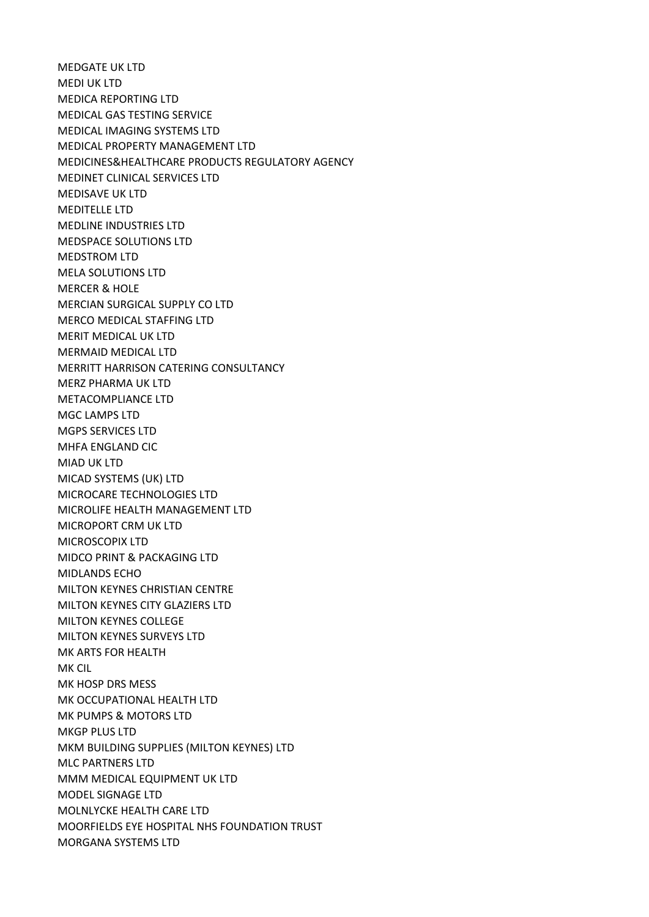MEDGATE UK LTD
MEDI UK LTD
MEDICA REPORTING LTD
MEDICAL GAS TESTING SERVICE
MEDICAL IMAGING SYSTEMS LTD
MEDICAL PROPERTY MANAGEMENT LTD
MEDICINES&HEALTHCARE PRODUCTS REGULATORY AGENCY
MEDINET CLINICAL SERVICES LTD
MEDISAVE UK LTD
MEDITELLE LTD
MEDLINE INDUSTRIES LTD
MEDSPACE SOLUTIONS LTD
MEDSTROM LTD
MELA SOLUTIONS LTD
MERCER & HOLE
MERCIAN SURGICAL SUPPLY CO LTD
MERCO MEDICAL STAFFING LTD
MERIT MEDICAL UK LTD
MERMAID MEDICAL LTD
MERRITT HARRISON CATERING CONSULTANCY
MERZ PHARMA UK LTD
METACOMPLIANCE LTD
MGC LAMPS LTD
MGPS SERVICES LTD
MHFA ENGLAND CIC
MIAD UK LTD
MICAD SYSTEMS (UK) LTD
MICROCARE TECHNOLOGIES LTD
MICROLIFE HEALTH MANAGEMENT LTD
MICROPORT CRM UK LTD
MICROSCOPIX LTD
MIDCO PRINT & PACKAGING LTD
MIDLANDS ECHO
MILTON KEYNES CHRISTIAN CENTRE
MILTON KEYNES CITY GLAZIERS LTD
MILTON KEYNES COLLEGE
MILTON KEYNES SURVEYS LTD
MK ARTS FOR HEALTH
MK CIL
MK HOSP DRS MESS
MK OCCUPATIONAL HEALTH LTD
MK PUMPS & MOTORS LTD
MKGP PLUS LTD
MKM BUILDING SUPPLIES (MILTON KEYNES) LTD
MLC PARTNERS LTD
MMM MEDICAL EQUIPMENT UK LTD
MODEL SIGNAGE LTD
MOLNLYCKE HEALTH CARE LTD
MOORFIELDS EYE HOSPITAL NHS FOUNDATION TRUST
MORGANA SYSTEMS LTD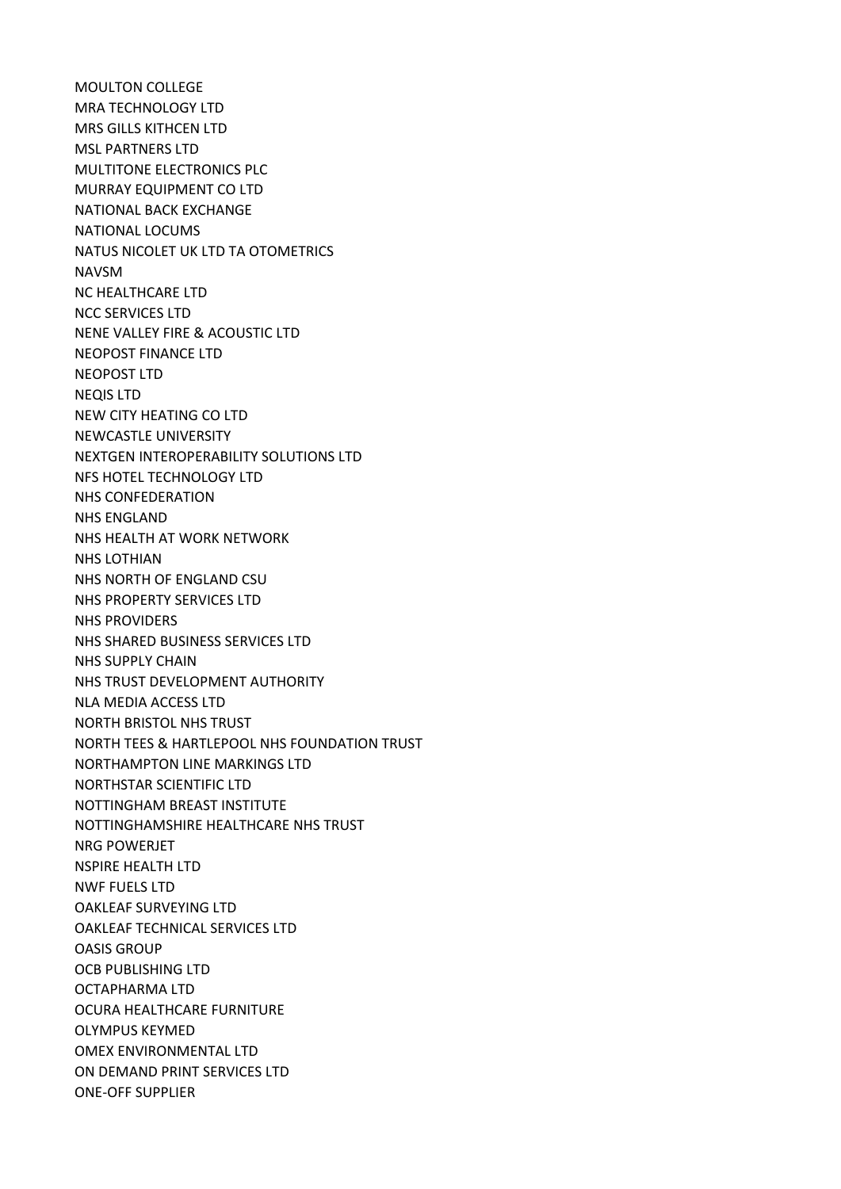MOULTON COLLEGE
MRA TECHNOLOGY LTD
MRS GILLS KITHCEN LTD
MSL PARTNERS LTD
MULTITONE ELECTRONICS PLC
MURRAY EQUIPMENT CO LTD
NATIONAL BACK EXCHANGE
NATIONAL LOCUMS
NATUS NICOLET UK LTD TA OTOMETRICS
NAVSM
NC HEALTHCARE LTD
NCC SERVICES LTD
NENE VALLEY FIRE & ACOUSTIC LTD
NEOPOST FINANCE LTD
NEOPOST LTD
NEQIS LTD
NEW CITY HEATING CO LTD
NEWCASTLE UNIVERSITY
NEXTGEN INTEROPERABILITY SOLUTIONS LTD
NFS HOTEL TECHNOLOGY LTD
NHS CONFEDERATION
NHS ENGLAND
NHS HEALTH AT WORK NETWORK
NHS LOTHIAN
NHS NORTH OF ENGLAND CSU
NHS PROPERTY SERVICES LTD
NHS PROVIDERS
NHS SHARED BUSINESS SERVICES LTD
NHS SUPPLY CHAIN
NHS TRUST DEVELOPMENT AUTHORITY
NLA MEDIA ACCESS LTD
NORTH BRISTOL NHS TRUST
NORTH TEES & HARTLEPOOL NHS FOUNDATION TRUST
NORTHAMPTON LINE MARKINGS LTD
NORTHSTAR SCIENTIFIC LTD
NOTTINGHAM BREAST INSTITUTE
NOTTINGHAMSHIRE HEALTHCARE NHS TRUST
NRG POWERJET
NSPIRE HEALTH LTD
NWF FUELS LTD
OAKLEAF SURVEYING LTD
OAKLEAF TECHNICAL SERVICES LTD
OASIS GROUP
OCB PUBLISHING LTD
OCTAPHARMA LTD
OCURA HEALTHCARE FURNITURE
OLYMPUS KEYMED
OMEX ENVIRONMENTAL LTD
ON DEMAND PRINT SERVICES LTD
ONE-OFF SUPPLIER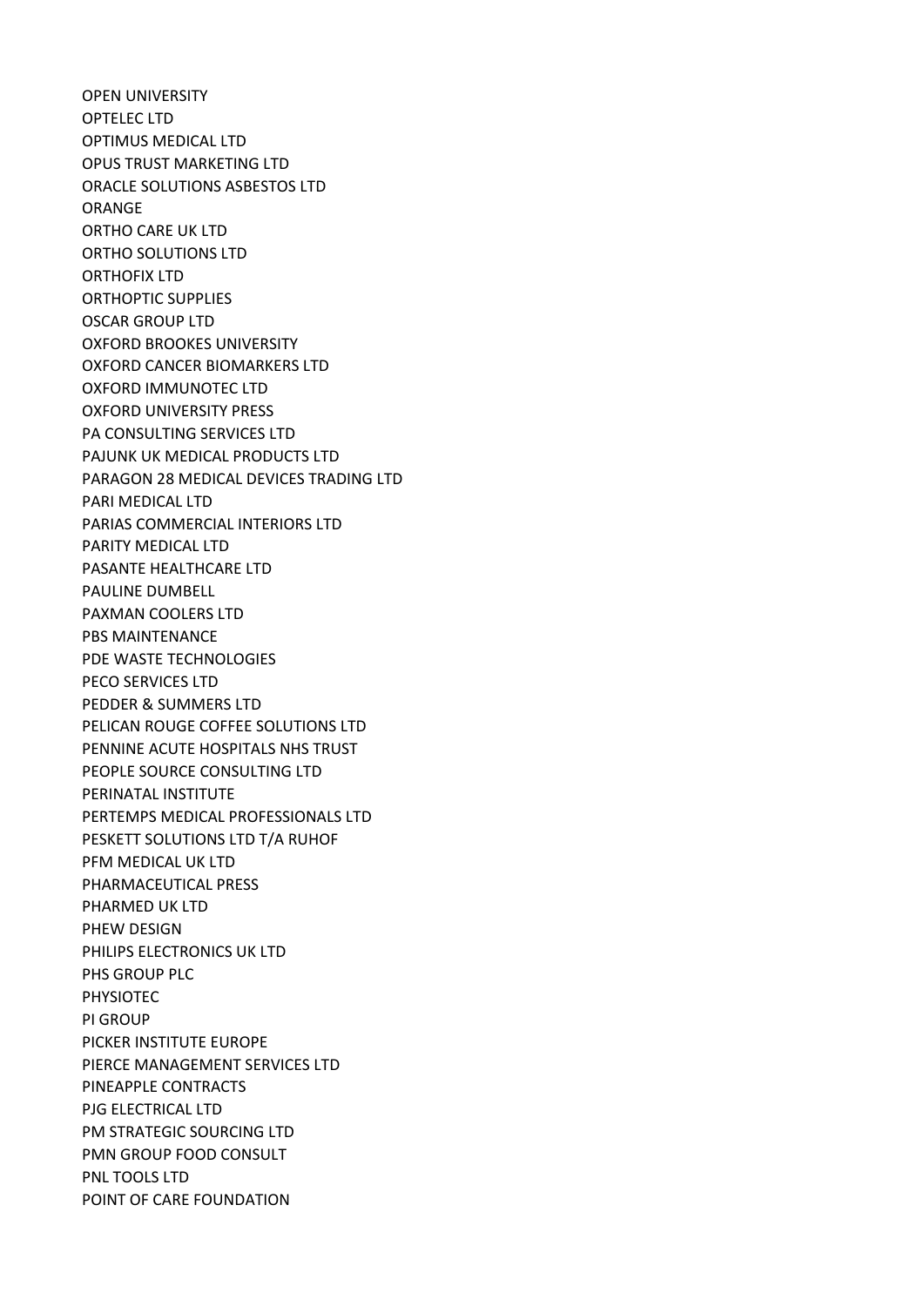OPEN UNIVERSITY
OPTELEC LTD
OPTIMUS MEDICAL LTD
OPUS TRUST MARKETING LTD
ORACLE SOLUTIONS ASBESTOS LTD
ORANGE
ORTHO CARE UK LTD
ORTHO SOLUTIONS LTD
ORTHOFIX LTD
ORTHOPTIC SUPPLIES
OSCAR GROUP LTD
OXFORD BROOKES UNIVERSITY
OXFORD CANCER BIOMARKERS LTD
OXFORD IMMUNOTEC LTD
OXFORD UNIVERSITY PRESS
PA CONSULTING SERVICES LTD
PAJUNK UK MEDICAL PRODUCTS LTD
PARAGON 28 MEDICAL DEVICES TRADING LTD
PARI MEDICAL LTD
PARIAS COMMERCIAL INTERIORS LTD
PARITY MEDICAL LTD
PASANTE HEALTHCARE LTD
PAULINE DUMBELL
PAXMAN COOLERS LTD
PBS MAINTENANCE
PDE WASTE TECHNOLOGIES
PECO SERVICES LTD
PEDDER & SUMMERS LTD
PELICAN ROUGE COFFEE SOLUTIONS LTD
PENNINE ACUTE HOSPITALS NHS TRUST
PEOPLE SOURCE CONSULTING LTD
PERINATAL INSTITUTE
PERTEMPS MEDICAL PROFESSIONALS LTD
PESKETT SOLUTIONS LTD T/A RUHOF
PFM MEDICAL UK LTD
PHARMACEUTICAL PRESS
PHARMED UK LTD
PHEW DESIGN
PHILIPS ELECTRONICS UK LTD
PHS GROUP PLC
PHYSIOTEC
PI GROUP
PICKER INSTITUTE EUROPE
PIERCE MANAGEMENT SERVICES LTD
PINEAPPLE CONTRACTS
PJG ELECTRICAL LTD
PM STRATEGIC SOURCING LTD
PMN GROUP FOOD CONSULT
PNL TOOLS LTD
POINT OF CARE FOUNDATION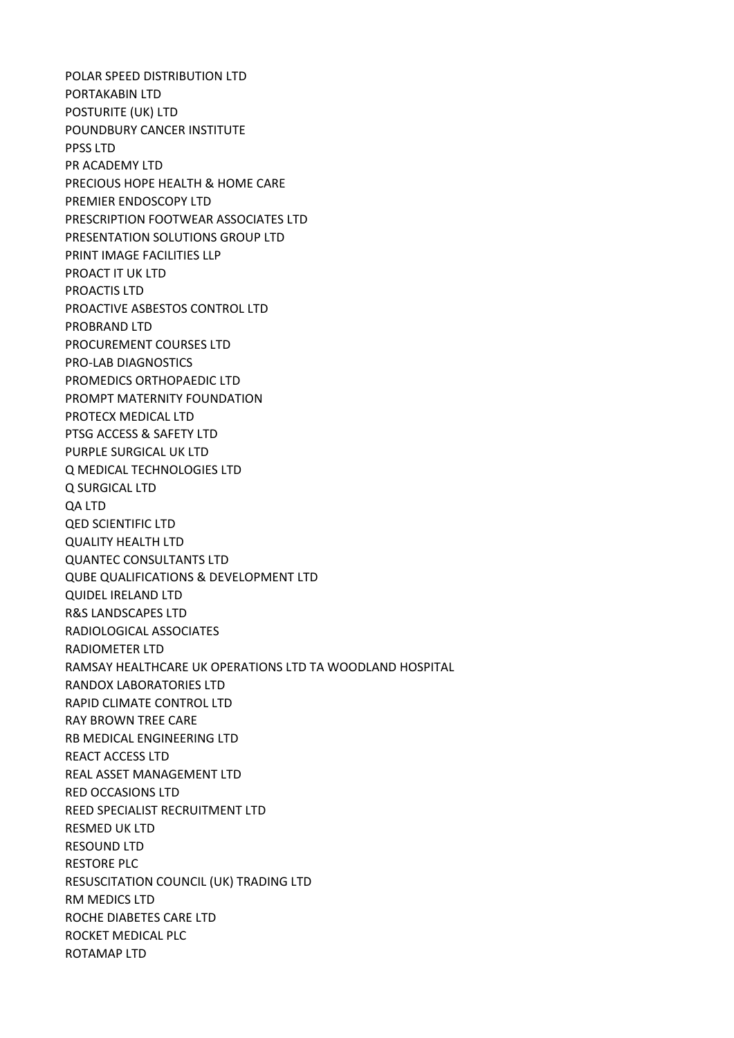POLAR SPEED DISTRIBUTION LTD
PORTAKABIN LTD
POSTURITE (UK) LTD
POUNDBURY CANCER INSTITUTE
PPSS LTD
PR ACADEMY LTD
PRECIOUS HOPE HEALTH & HOME CARE
PREMIER ENDOSCOPY LTD
PRESCRIPTION FOOTWEAR ASSOCIATES LTD
PRESENTATION SOLUTIONS GROUP LTD
PRINT IMAGE FACILITIES LLP
PROACT IT UK LTD
PROACTIS LTD
PROACTIVE ASBESTOS CONTROL LTD
PROBRAND LTD
PROCUREMENT COURSES LTD
PRO-LAB DIAGNOSTICS
PROMEDICS ORTHOPAEDIC LTD
PROMPT MATERNITY FOUNDATION
PROTECX MEDICAL LTD
PTSG ACCESS & SAFETY LTD
PURPLE SURGICAL UK LTD
Q MEDICAL TECHNOLOGIES LTD
Q SURGICAL LTD
QA LTD
QED SCIENTIFIC LTD
QUALITY HEALTH LTD
QUANTEC CONSULTANTS LTD
QUBE QUALIFICATIONS & DEVELOPMENT LTD
QUIDEL IRELAND LTD
R&S LANDSCAPES LTD
RADIOLOGICAL ASSOCIATES
RADIOMETER LTD
RAMSAY HEALTHCARE UK OPERATIONS LTD TA WOODLAND HOSPITAL
RANDOX LABORATORIES LTD
RAPID CLIMATE CONTROL LTD
RAY BROWN TREE CARE
RB MEDICAL ENGINEERING LTD
REACT ACCESS LTD
REAL ASSET MANAGEMENT LTD
RED OCCASIONS LTD
REED SPECIALIST RECRUITMENT LTD
RESMED UK LTD
RESOUND LTD
RESTORE PLC
RESUSCITATION COUNCIL (UK) TRADING LTD
RM MEDICS LTD
ROCHE DIABETES CARE LTD
ROCKET MEDICAL PLC
ROTAMAP LTD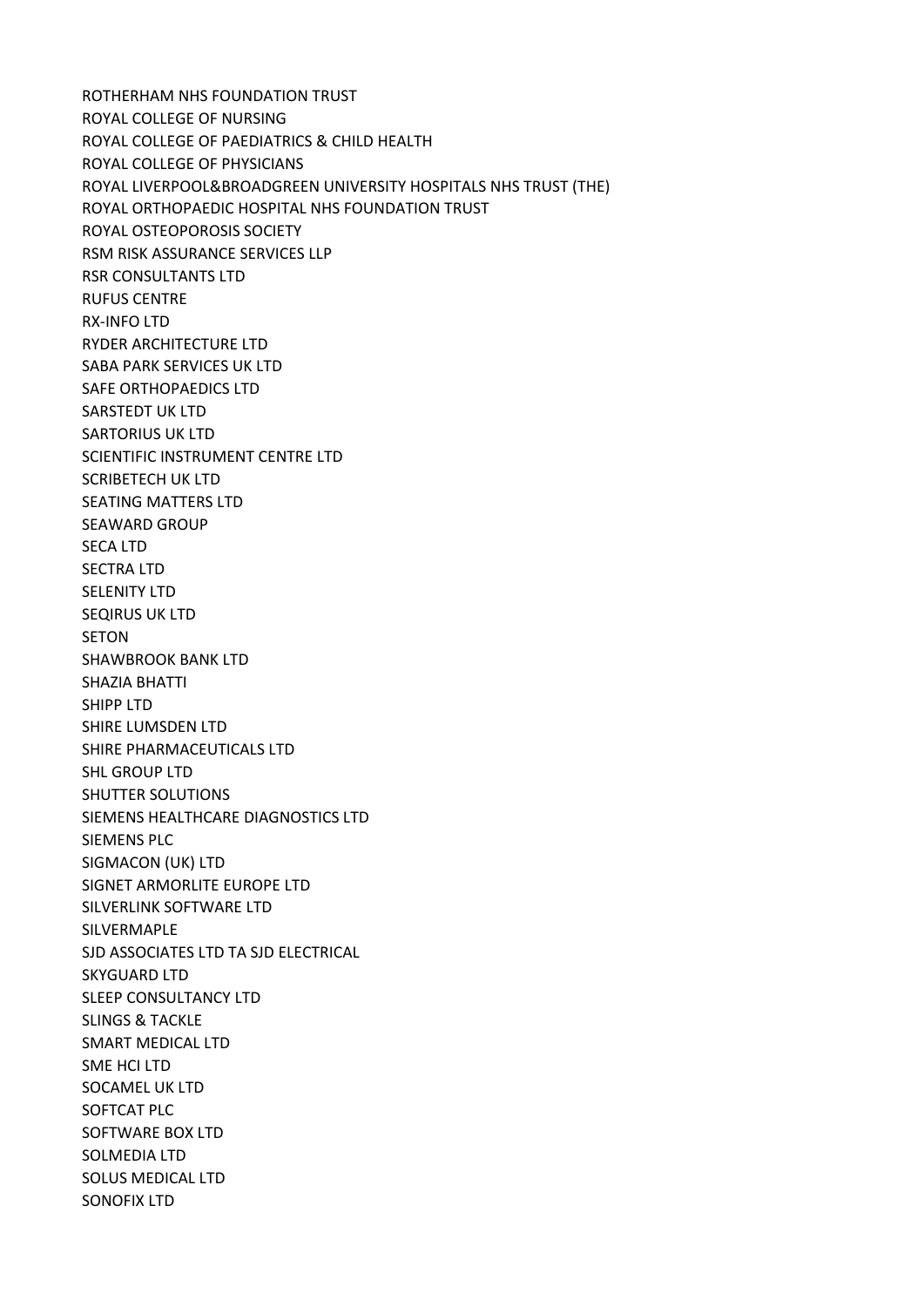ROTHERHAM NHS FOUNDATION TRUST
ROYAL COLLEGE OF NURSING
ROYAL COLLEGE OF PAEDIATRICS & CHILD HEALTH
ROYAL COLLEGE OF PHYSICIANS
ROYAL LIVERPOOL&BROADGREEN UNIVERSITY HOSPITALS NHS TRUST (THE)
ROYAL ORTHOPAEDIC HOSPITAL NHS FOUNDATION TRUST
ROYAL OSTEOPOROSIS SOCIETY
RSM RISK ASSURANCE SERVICES LLP
RSR CONSULTANTS LTD
RUFUS CENTRE
RX-INFO LTD
RYDER ARCHITECTURE LTD
SABA PARK SERVICES UK LTD
SAFE ORTHOPAEDICS LTD
SARSTEDT UK LTD
SARTORIUS UK LTD
SCIENTIFIC INSTRUMENT CENTRE LTD
SCRIBETECH UK LTD
SEATING MATTERS LTD
SEAWARD GROUP
SECA LTD
SECTRA LTD
SELENITY LTD
SEQIRUS UK LTD
SETON
SHAWBROOK BANK LTD
SHAZIA BHATTI
SHIPP LTD
SHIRE LUMSDEN LTD
SHIRE PHARMACEUTICALS LTD
SHL GROUP LTD
SHUTTER SOLUTIONS
SIEMENS HEALTHCARE DIAGNOSTICS LTD
SIEMENS PLC
SIGMACON (UK) LTD
SIGNET ARMORLITE EUROPE LTD
SILVERLINK SOFTWARE LTD
SILVERMAPLE
SJD ASSOCIATES LTD TA SJD ELECTRICAL
SKYGUARD LTD
SLEEP CONSULTANCY LTD
SLINGS & TACKLE
SMART MEDICAL LTD
SME HCI LTD
SOCAMEL UK LTD
SOFTCAT PLC
SOFTWARE BOX LTD
SOLMEDIA LTD
SOLUS MEDICAL LTD
SONOFIX LTD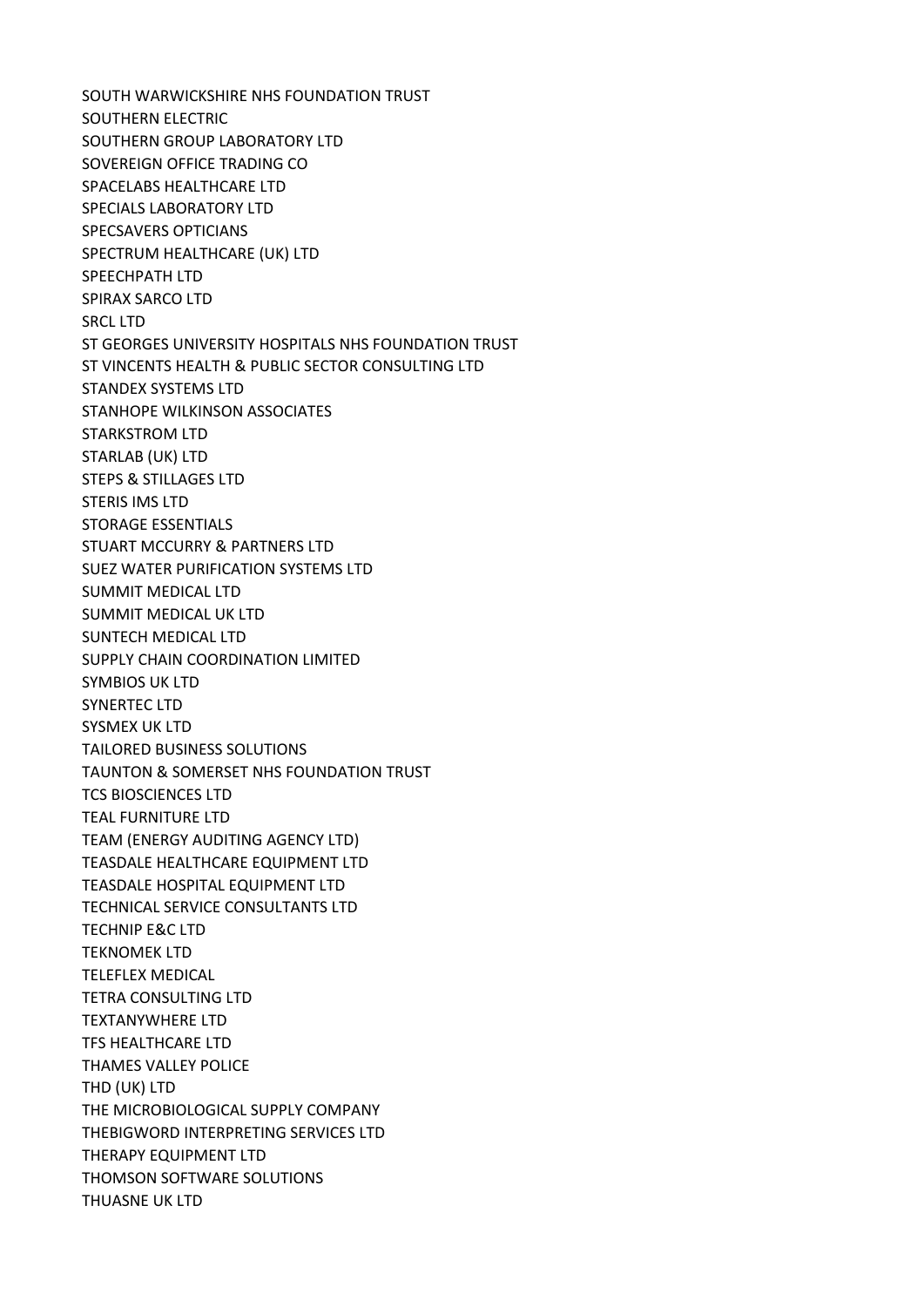SOUTH WARWICKSHIRE NHS FOUNDATION TRUST
SOUTHERN ELECTRIC
SOUTHERN GROUP LABORATORY LTD
SOVEREIGN OFFICE TRADING CO
SPACELABS HEALTHCARE LTD
SPECIALS LABORATORY LTD
SPECSAVERS OPTICIANS
SPECTRUM HEALTHCARE (UK) LTD
SPEECHPATH LTD
SPIRAX SARCO LTD
SRCL LTD
ST GEORGES UNIVERSITY HOSPITALS NHS FOUNDATION TRUST
ST VINCENTS HEALTH & PUBLIC SECTOR CONSULTING LTD
STANDEX SYSTEMS LTD
STANHOPE WILKINSON ASSOCIATES
STARKSTROM LTD
STARLAB (UK) LTD
STEPS & STILLAGES LTD
STERIS IMS LTD
STORAGE ESSENTIALS
STUART MCCURRY & PARTNERS LTD
SUEZ WATER PURIFICATION SYSTEMS LTD
SUMMIT MEDICAL LTD
SUMMIT MEDICAL UK LTD
SUNTECH MEDICAL LTD
SUPPLY CHAIN COORDINATION LIMITED
SYMBIOS UK LTD
SYNERTEC LTD
SYSMEX UK LTD
TAILORED BUSINESS SOLUTIONS
TAUNTON & SOMERSET NHS FOUNDATION TRUST
TCS BIOSCIENCES LTD
TEAL FURNITURE LTD
TEAM (ENERGY AUDITING AGENCY LTD)
TEASDALE HEALTHCARE EQUIPMENT LTD
TEASDALE HOSPITAL EQUIPMENT LTD
TECHNICAL SERVICE CONSULTANTS LTD
TECHNIP E&C LTD
TEKNOMEK LTD
TELEFLEX MEDICAL
TETRA CONSULTING LTD
TEXTANYWHERE LTD
TFS HEALTHCARE LTD
THAMES VALLEY POLICE
THD (UK) LTD
THE MICROBIOLOGICAL SUPPLY COMPANY
THEBIGWORD INTERPRETING SERVICES LTD
THERAPY EQUIPMENT LTD
THOMSON SOFTWARE SOLUTIONS
THUASNE UK LTD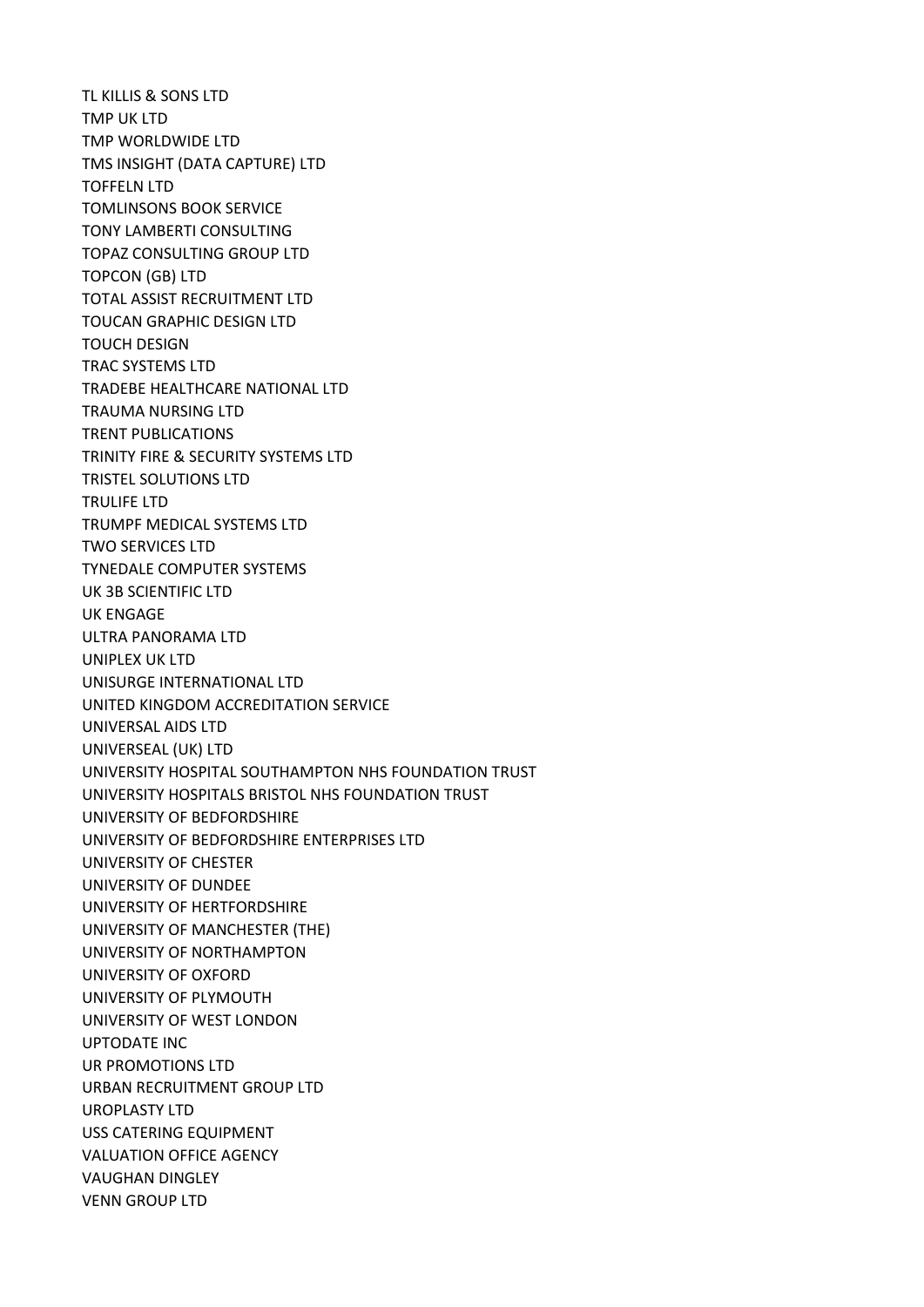TL KILLIS & SONS LTD
TMP UK LTD
TMP WORLDWIDE LTD
TMS INSIGHT (DATA CAPTURE) LTD
TOFFELN LTD
TOMLINSONS BOOK SERVICE
TONY LAMBERTI CONSULTING
TOPAZ CONSULTING GROUP LTD
TOPCON (GB) LTD
TOTAL ASSIST RECRUITMENT LTD
TOUCAN GRAPHIC DESIGN LTD
TOUCH DESIGN
TRAC SYSTEMS LTD
TRADEBE HEALTHCARE NATIONAL LTD
TRAUMA NURSING LTD
TRENT PUBLICATIONS
TRINITY FIRE & SECURITY SYSTEMS LTD
TRISTEL SOLUTIONS LTD
TRULIFE LTD
TRUMPF MEDICAL SYSTEMS LTD
TWO SERVICES LTD
TYNEDALE COMPUTER SYSTEMS
UK 3B SCIENTIFIC LTD
UK ENGAGE
ULTRA PANORAMA LTD
UNIPLEX UK LTD
UNISURGE INTERNATIONAL LTD
UNITED KINGDOM ACCREDITATION SERVICE
UNIVERSAL AIDS LTD
UNIVERSEAL (UK) LTD
UNIVERSITY HOSPITAL SOUTHAMPTON NHS FOUNDATION TRUST
UNIVERSITY HOSPITALS BRISTOL NHS FOUNDATION TRUST
UNIVERSITY OF BEDFORDSHIRE
UNIVERSITY OF BEDFORDSHIRE ENTERPRISES LTD
UNIVERSITY OF CHESTER
UNIVERSITY OF DUNDEE
UNIVERSITY OF HERTFORDSHIRE
UNIVERSITY OF MANCHESTER (THE)
UNIVERSITY OF NORTHAMPTON
UNIVERSITY OF OXFORD
UNIVERSITY OF PLYMOUTH
UNIVERSITY OF WEST LONDON
UPTODATE INC
UR PROMOTIONS LTD
URBAN RECRUITMENT GROUP LTD
UROPLASTY LTD
USS CATERING EQUIPMENT
VALUATION OFFICE AGENCY
VAUGHAN DINGLEY
VENN GROUP LTD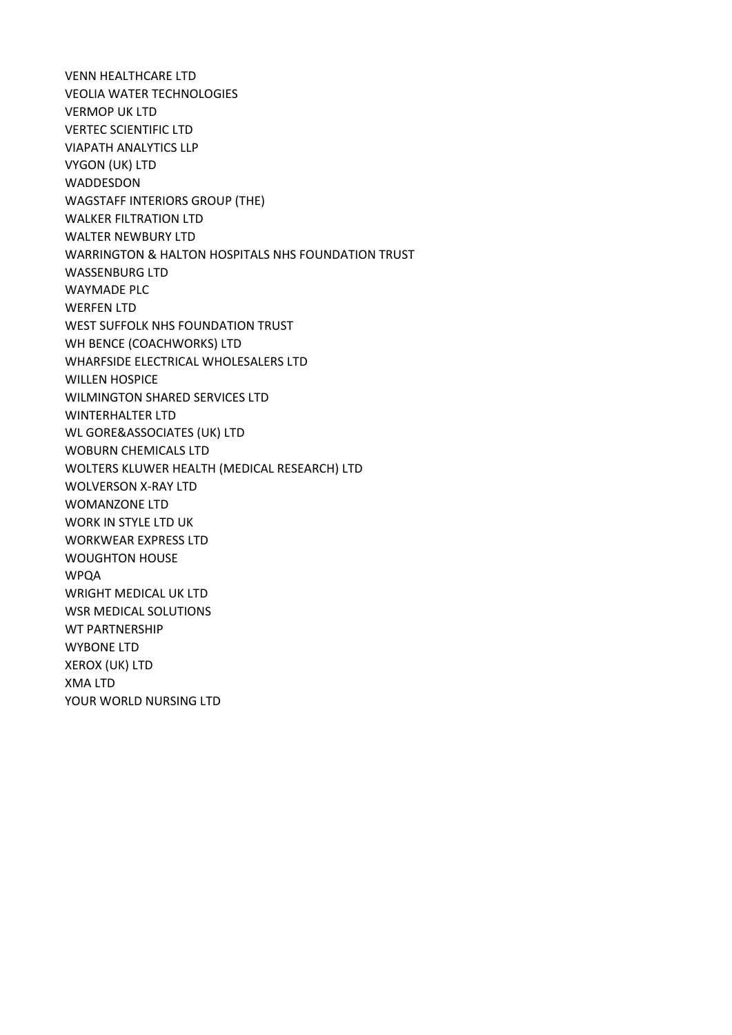VENN HEALTHCARE LTD
VEOLIA WATER TECHNOLOGIES
VERMOP UK LTD
VERTEC SCIENTIFIC LTD
VIAPATH ANALYTICS LLP
VYGON (UK) LTD
WADDESDON
WAGSTAFF INTERIORS GROUP (THE)
WALKER FILTRATION LTD
WALTER NEWBURY LTD
WARRINGTON & HALTON HOSPITALS NHS FOUNDATION TRUST
WASSENBURG LTD
WAYMADE PLC
WERFEN LTD
WEST SUFFOLK NHS FOUNDATION TRUST
WH BENCE (COACHWORKS) LTD
WHARFSIDE ELECTRICAL WHOLESALERS LTD
WILLEN HOSPICE
WILMINGTON SHARED SERVICES LTD
WINTERHALTER LTD
WL GORE&ASSOCIATES (UK) LTD
WOBURN CHEMICALS LTD
WOLTERS KLUWER HEALTH (MEDICAL RESEARCH) LTD
WOLVERSON X-RAY LTD
WOMANZONE LTD
WORK IN STYLE LTD UK
WORKWEAR EXPRESS LTD
WOUGHTON HOUSE
WPQA
WRIGHT MEDICAL UK LTD
WSR MEDICAL SOLUTIONS
WT PARTNERSHIP
WYBONE LTD
XEROX (UK) LTD
XMA LTD
YOUR WORLD NURSING LTD